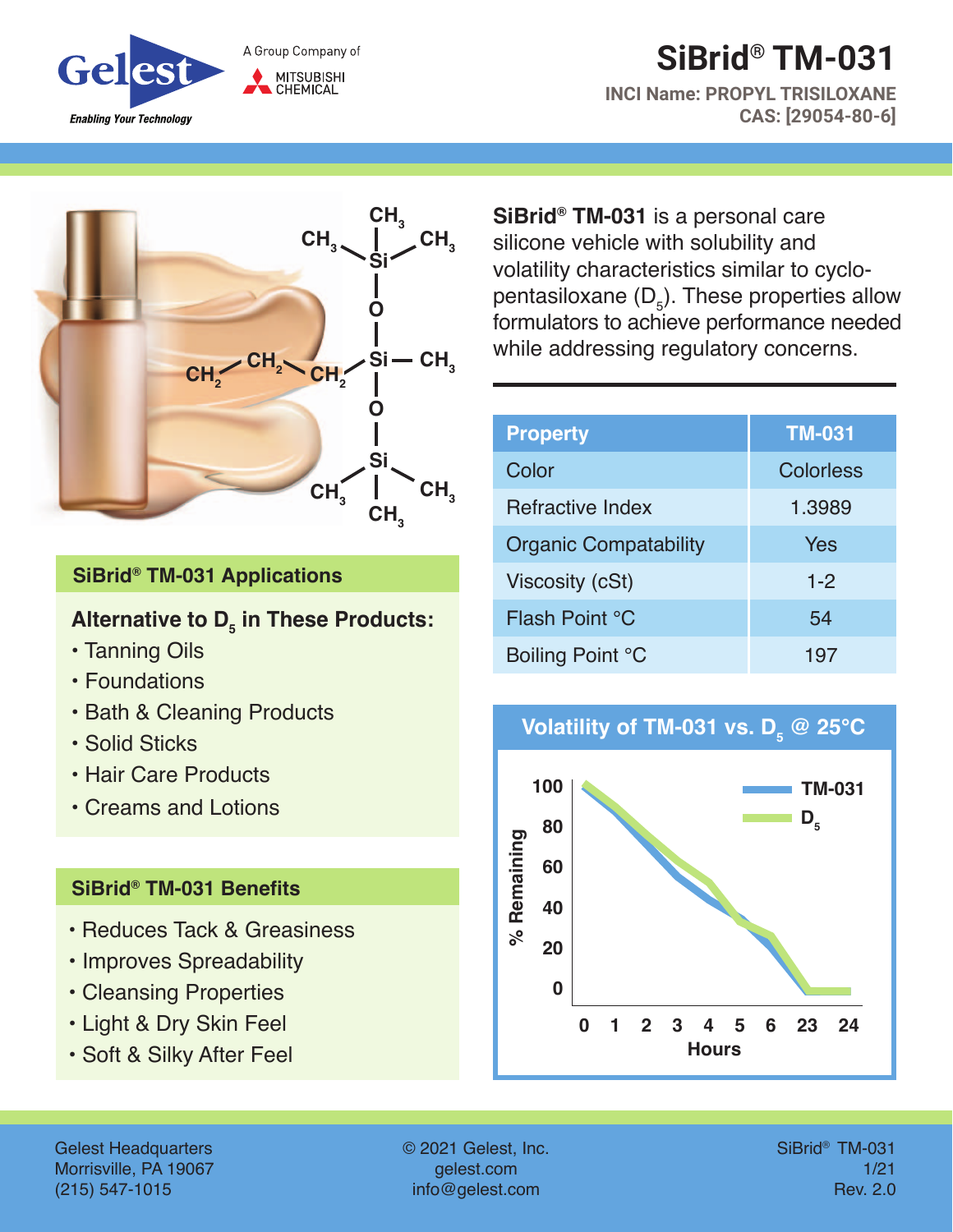Gelest

A Group Company of MITSUBISHI CHEMICAL

*Enabling Your Technology*

# SiBrid® TM-031

**INCI Name: PROPYL TRISILOXANE**
**CAS: [29054-80-6]**

**SiBrid® TM-031** is a personal care silicone vehicle with solubility and volatility characteristics similar to cyclopentasiloxane ($D_5$). These properties allow formulators to achieve performance needed while addressing regulatory concerns.

| Property | TM-031 |
|---|---|
| Color | Colorless |
| Refractive Index | 1.3989 |
| Organic Compatability | Yes |
| Viscosity (cSt) | 1-2 |
| Flash Point °C | 54 |
| Boiling Point °C | 197 |

## SiBrid® TM-031 Applications

**Alternative to $D_5$ in These Products:**

- Tanning Oils
- Foundations
- Bath & Cleaning Products
- Solid Sticks
- Hair Care Products
- Creams and Lotions

## SiBrid® TM-031 Benefits

- Reduces Tack & Greasiness
- Improves Spreadability
- Cleansing Properties
- Light & Dry Skin Feel
- Soft & Silky After Feel

**Volatility of TM-031 vs. $D_5$ @ 25°C**

Gelest Headquarters
Morrisville, PA 19067
(215) 547-1015

© 2021 Gelest, Inc.
gelest.com
info@gelest.com

SiBrid® TM-031
1/21
Rev. 2.0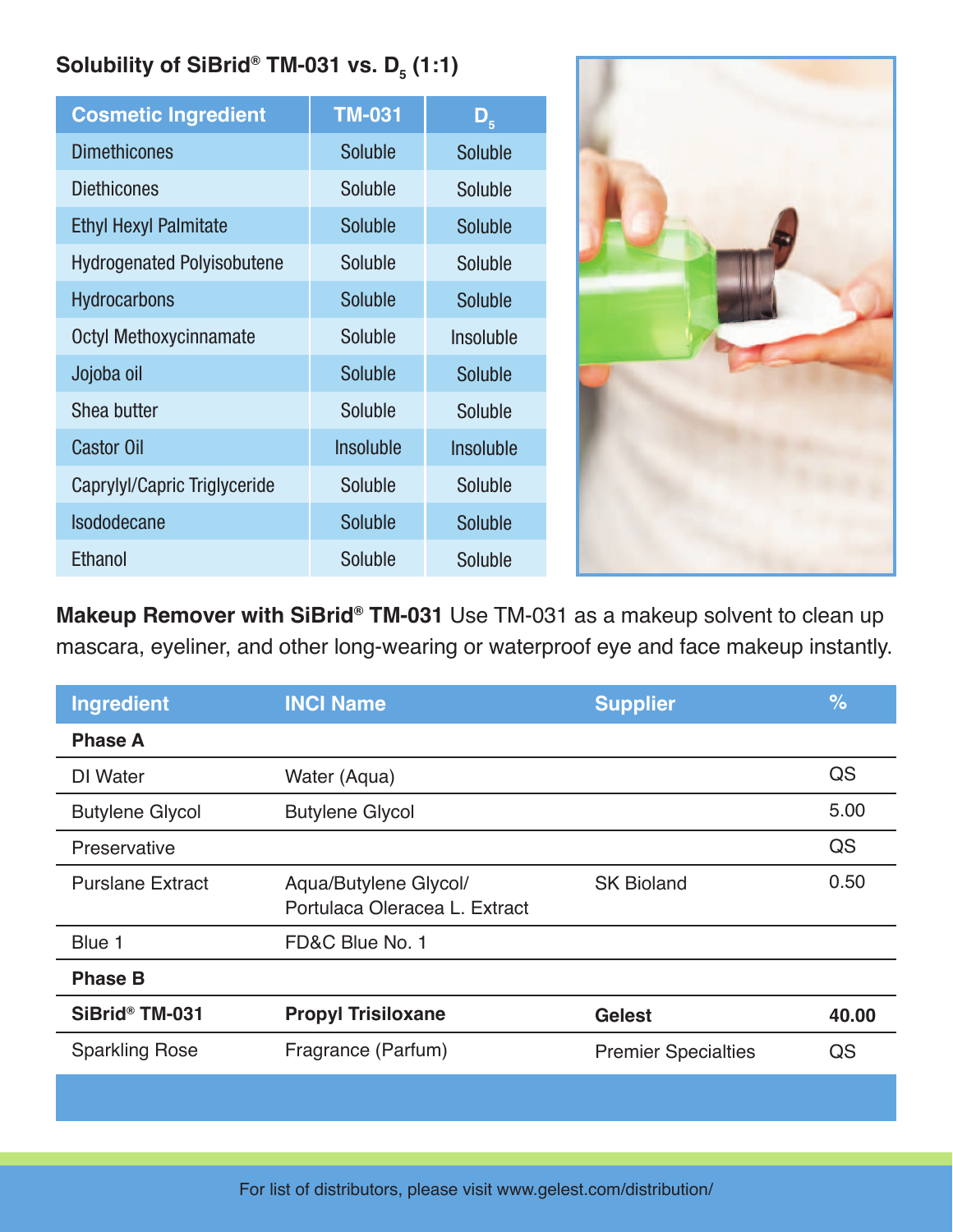### Solubility of SiBrid® TM-031 vs. $D_5$ (1:1)

| Cosmetic Ingredient | TM-031 | $D_5$ |
|---|---|---|
| Dimethicones | Soluble | Soluble |
| Diethicones | Soluble | Soluble |
| Ethyl Hexyl Palmitate | Soluble | Soluble |
| Hydrogenated Polyisobutene | Soluble | Soluble |
| Hydrocarbons | Soluble | Soluble |
| Octyl Methoxycinnamate | Soluble | Insoluble |
| Jojoba oil | Soluble | Soluble |
| Shea butter | Soluble | Soluble |
| Castor Oil | Insoluble | Insoluble |
| Caprylyl/Capric Triglyceride | Soluble | Soluble |
| Isododecane | Soluble | Soluble |
| Ethanol | Soluble | Soluble |

**Makeup Remover with SiBrid® TM-031** Use TM-031 as a makeup solvent to clean up mascara, eyeliner, and other long-wearing or waterproof eye and face makeup instantly.

| Ingredient | INCI Name | Supplier | % |
|---|---|---|---|
| **Phase A** | | | |
| DI Water | Water (Aqua) | | QS |
| Butylene Glycol | Butylene Glycol | | 5.00 |
| Preservative | | | QS |
| Purslane Extract | Aqua/Butylene Glycol/ Portulaca Oleracea L. Extract | SK Bioland | 0.50 |
| Blue 1 | FD&C Blue No. 1 | | |
| **Phase B** | | | |
| **SiBrid® TM-031** | **Propyl Trisiloxane** | **Gelest** | **40.00** |
| Sparkling Rose | Fragrance (Parfum) | Premier Specialties | QS |

For list of distributors, please visit www.gelest.com/distribution/